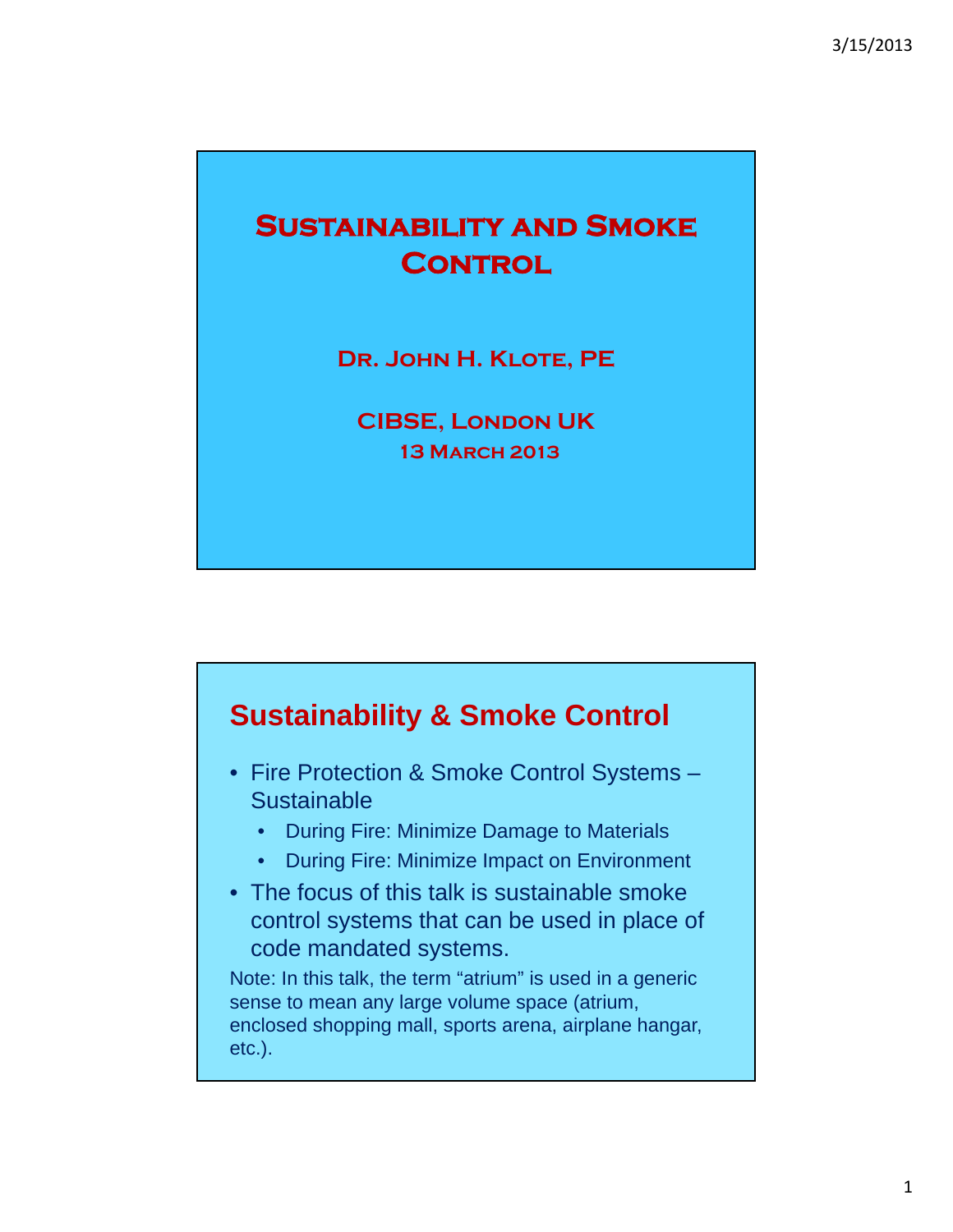# Sustainability and Smoke Control

**Dr. John H. Klote, PE**

**CIBSE, London UK**
**13 March 2013**

## Sustainability & Smoke Control

- Fire Protection & Smoke Control Systems – Sustainable
  - During Fire: Minimize Damage to Materials
  - During Fire: Minimize Impact on Environment
- The focus of this talk is sustainable smoke control systems that can be used in place of code mandated systems.

Note: In this talk, the term "atrium" is used in a generic sense to mean any large volume space (atrium, enclosed shopping mall, sports arena, airplane hangar, etc.).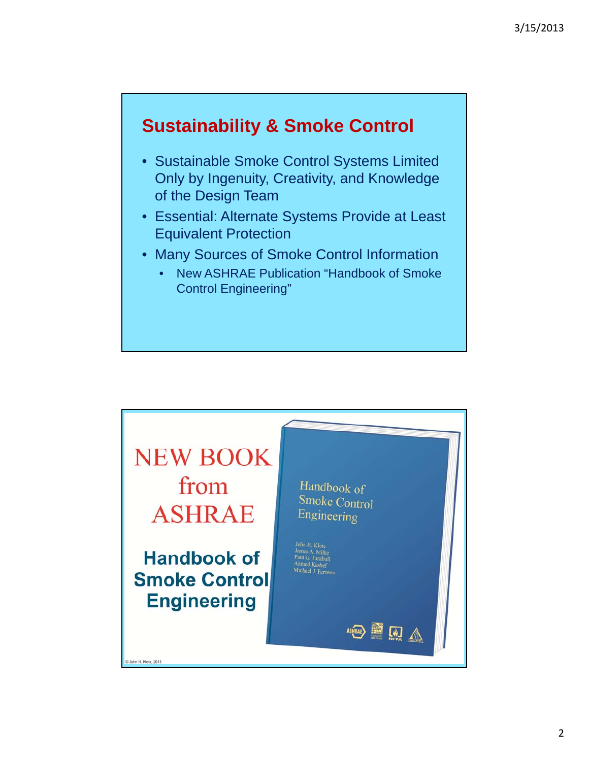## Sustainability & Smoke Control

- Sustainable Smoke Control Systems Limited Only by Ingenuity, Creativity, and Knowledge of the Design Team
- Essential: Alternate Systems Provide at Least Equivalent Protection
- Many Sources of Smoke Control Information
  - New ASHRAE Publication "Handbook of Smoke Control Engineering"

---

NEW BOOK from ASHRAE

**Handbook of Smoke Control Engineering**

Handbook of Smoke Control Engineering

John H. Klote
James A. Milke
Paul G. Turnbull
Ahmed Kashef
Michael J. Ferreira

© John H. Klote, 2013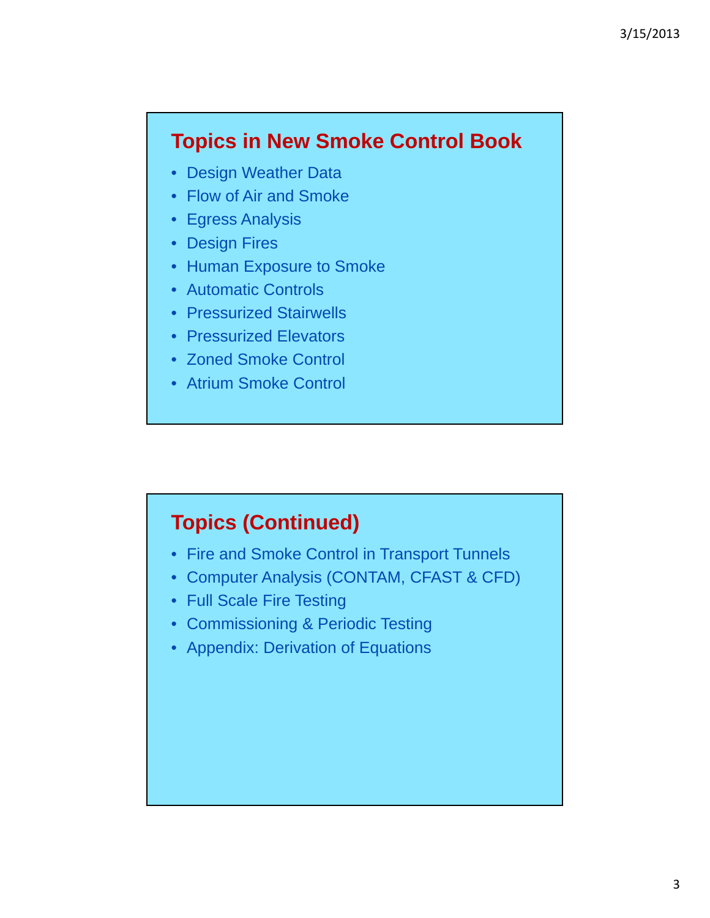## Topics in New Smoke Control Book

- Design Weather Data
- Flow of Air and Smoke
- Egress Analysis
- Design Fires
- Human Exposure to Smoke
- Automatic Controls
- Pressurized Stairwells
- Pressurized Elevators
- Zoned Smoke Control
- Atrium Smoke Control

## Topics (Continued)

- Fire and Smoke Control in Transport Tunnels
- Computer Analysis (CONTAM, CFAST & CFD)
- Full Scale Fire Testing
- Commissioning & Periodic Testing
- Appendix: Derivation of Equations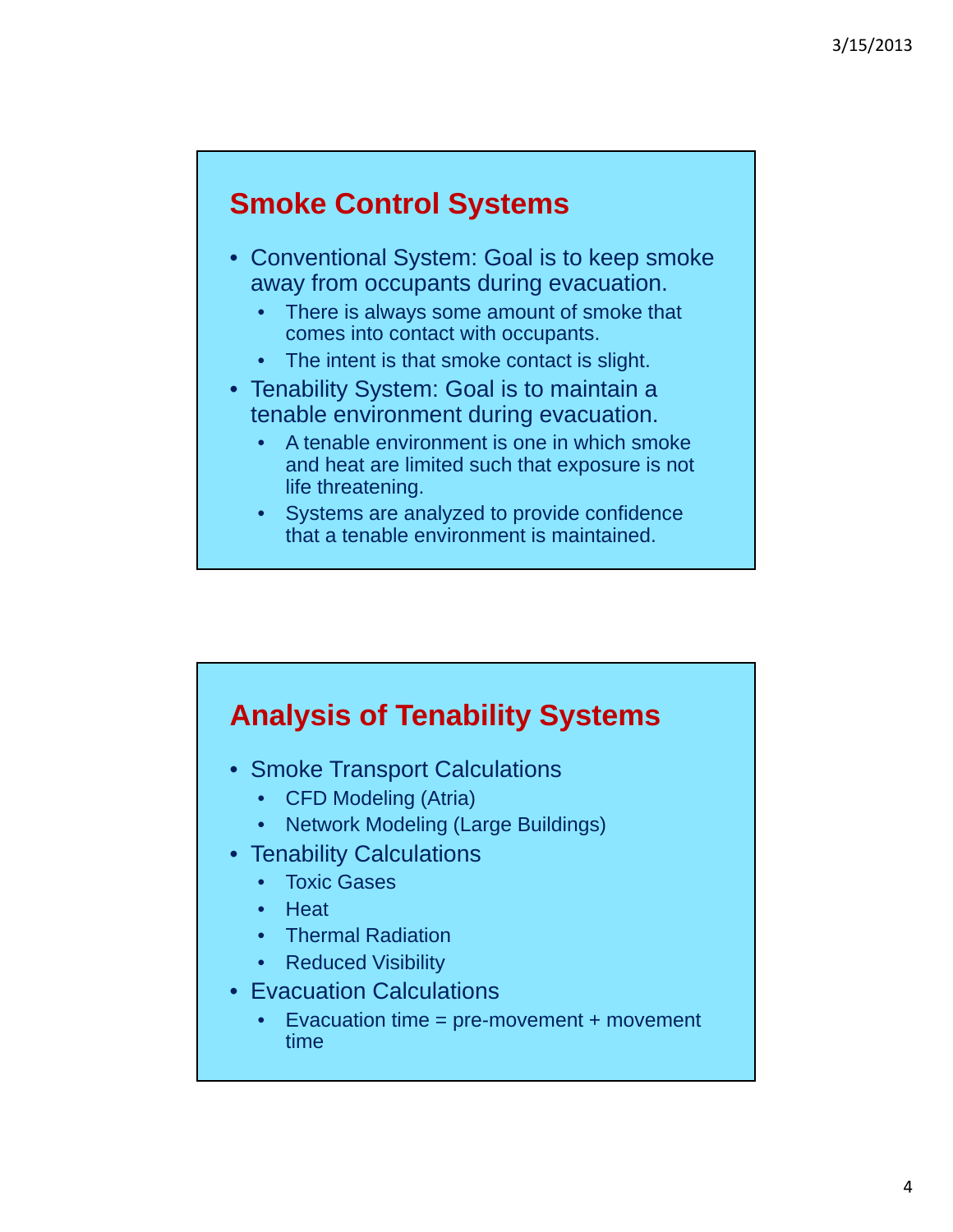## Smoke Control Systems

- Conventional System: Goal is to keep smoke away from occupants during evacuation.
  - There is always some amount of smoke that comes into contact with occupants.
  - The intent is that smoke contact is slight.
- Tenability System: Goal is to maintain a tenable environment during evacuation.
  - A tenable environment is one in which smoke and heat are limited such that exposure is not life threatening.
  - Systems are analyzed to provide confidence that a tenable environment is maintained.

## Analysis of Tenability Systems

- Smoke Transport Calculations
  - CFD Modeling (Atria)
  - Network Modeling (Large Buildings)
- Tenability Calculations
  - Toxic Gases
  - Heat
  - Thermal Radiation
  - Reduced Visibility
- Evacuation Calculations
  - Evacuation time = pre-movement + movement time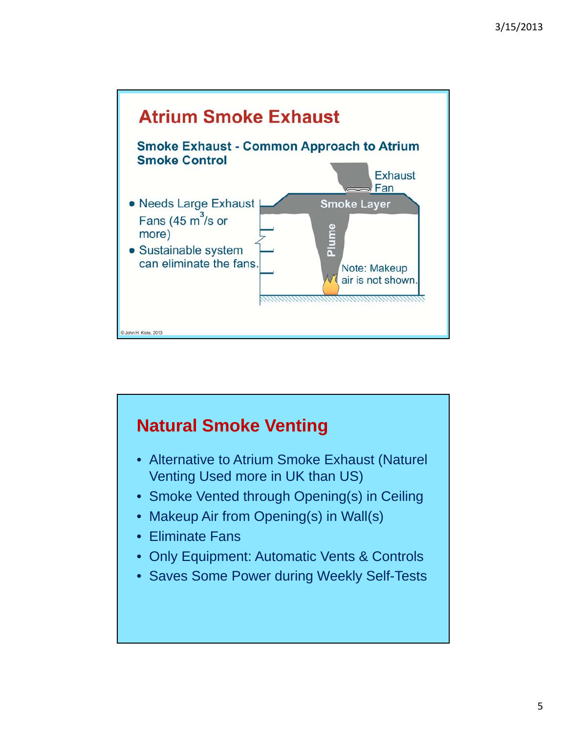# Atrium Smoke Exhaust

**Smoke Exhaust - Common Approach to Atrium Smoke Control**

- Needs Large Exhaust Fans (45 $m^3/s$ or more)
- Sustainable system can eliminate the fans.

Exhaust Fan

Smoke Layer

Plume

Note: Makeup air is not shown.

© John H. Klote, 2013

# Natural Smoke Venting

- Alternative to Atrium Smoke Exhaust (Naturel Venting Used more in UK than US)
- Smoke Vented through Opening(s) in Ceiling
- Makeup Air from Opening(s) in Wall(s)
- Eliminate Fans
- Only Equipment: Automatic Vents & Controls
- Saves Some Power during Weekly Self-Tests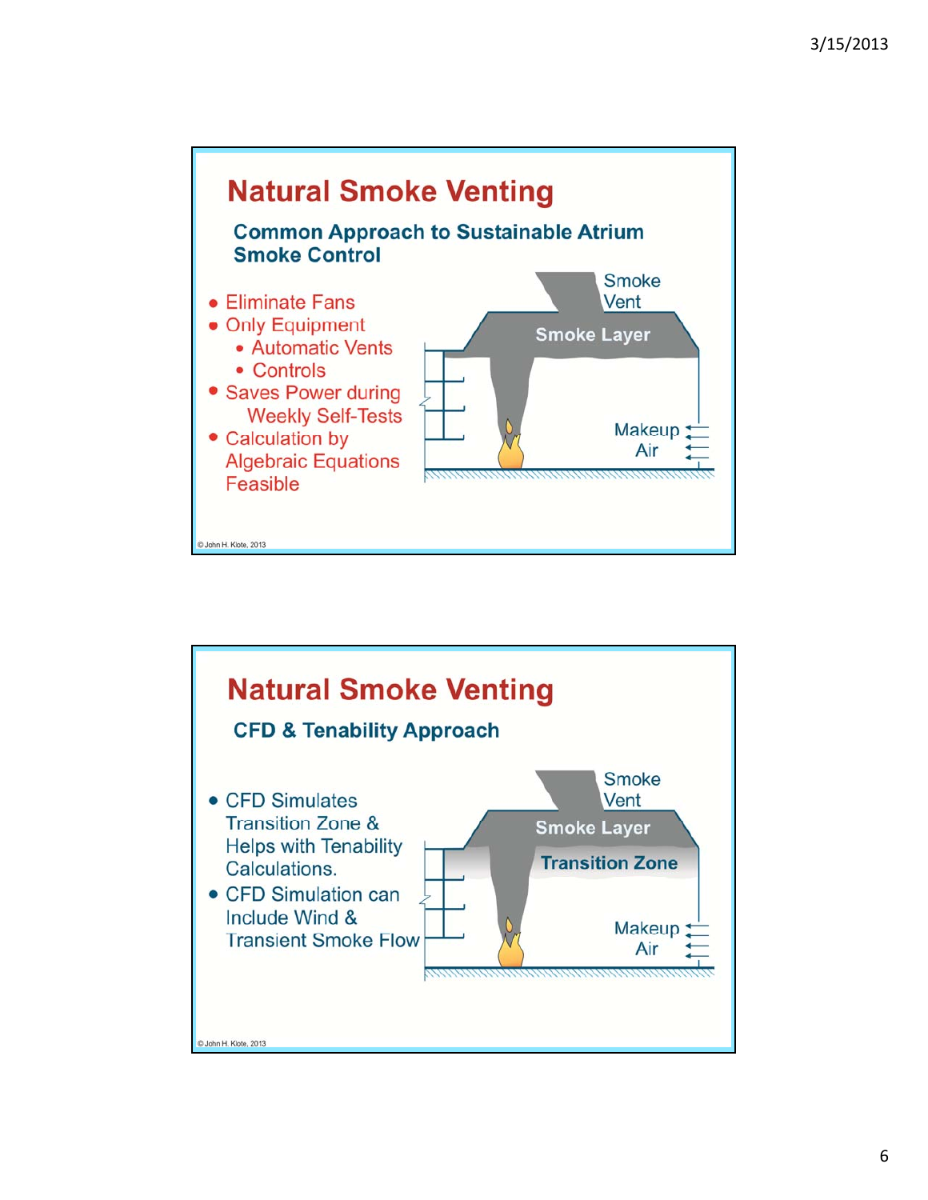# Natural Smoke Venting

## Common Approach to Sustainable Atrium Smoke Control

- Eliminate Fans
- Only Equipment
  - Automatic Vents
  - Controls
- Saves Power during Weekly Self-Tests
- Calculation by Algebraic Equations Feasible

Smoke Vent

Smoke Layer

Makeup Air

©John H. Klote, 2013

# Natural Smoke Venting

## CFD & Tenability Approach

- CFD Simulates Transition Zone & Helps with Tenability Calculations.
- CFD Simulation can Include Wind & Transient Smoke Flow

Smoke Vent

Smoke Layer

Transition Zone

Makeup Air

©John H. Klote, 2013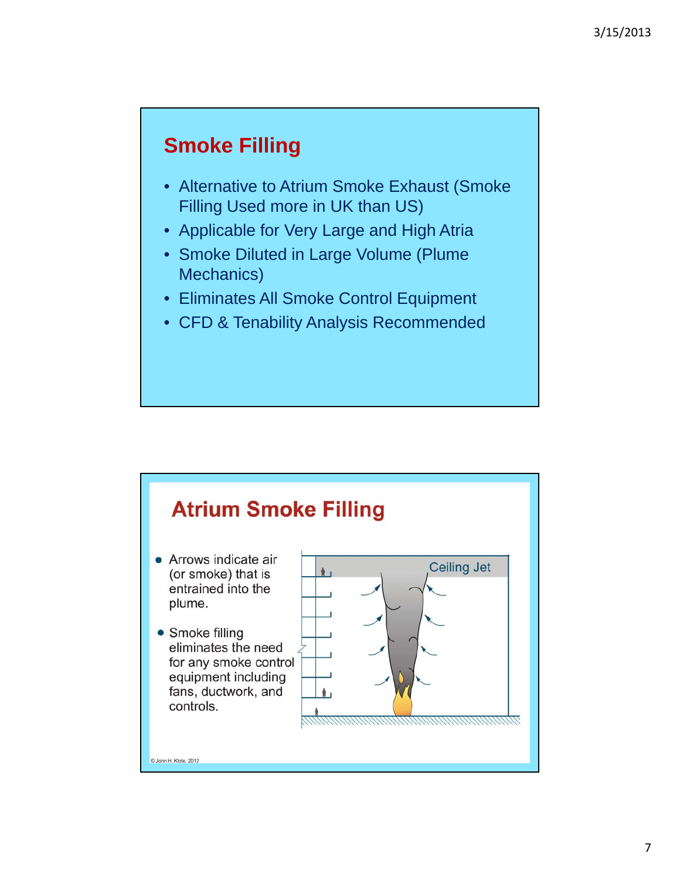## Smoke Filling

- Alternative to Atrium Smoke Exhaust (Smoke Filling Used more in UK than US)
- Applicable for Very Large and High Atria
- Smoke Diluted in Large Volume (Plume Mechanics)
- Eliminates All Smoke Control Equipment
- CFD & Tenability Analysis Recommended

## Atrium Smoke Filling

- Arrows indicate air (or smoke) that is entrained into the plume.
- Smoke filling eliminates the need for any smoke control equipment including fans, ductwork, and controls.

Ceiling Jet

© John H. Klote, 2012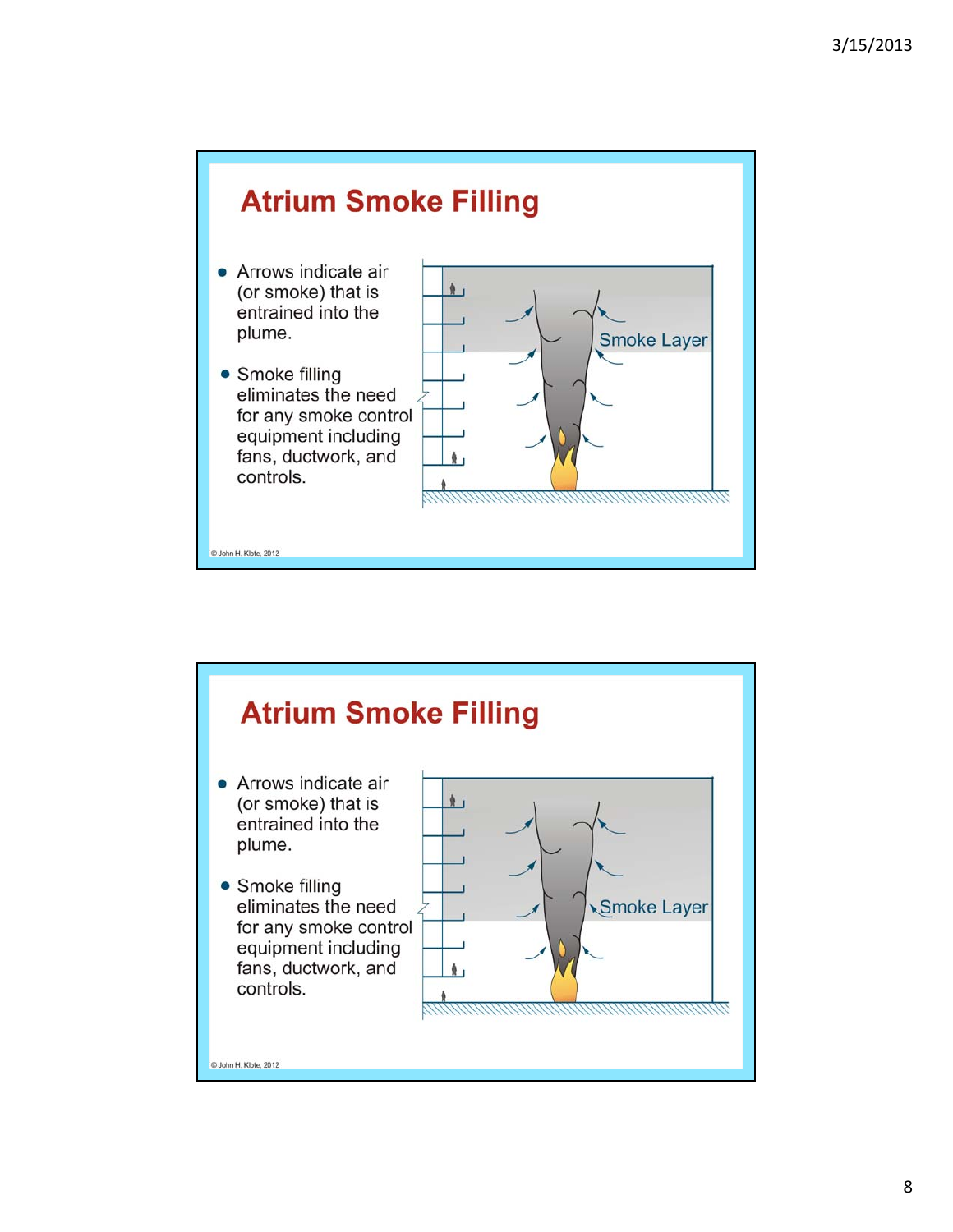## Atrium Smoke Filling

- Arrows indicate air (or smoke) that is entrained into the plume.
- Smoke filling eliminates the need for any smoke control equipment including fans, ductwork, and controls.

Smoke Layer

© John H. Klote, 2012

## Atrium Smoke Filling

- Arrows indicate air (or smoke) that is entrained into the plume.
- Smoke filling eliminates the need for any smoke control equipment including fans, ductwork, and controls.

Smoke Layer

© John H. Klote, 2012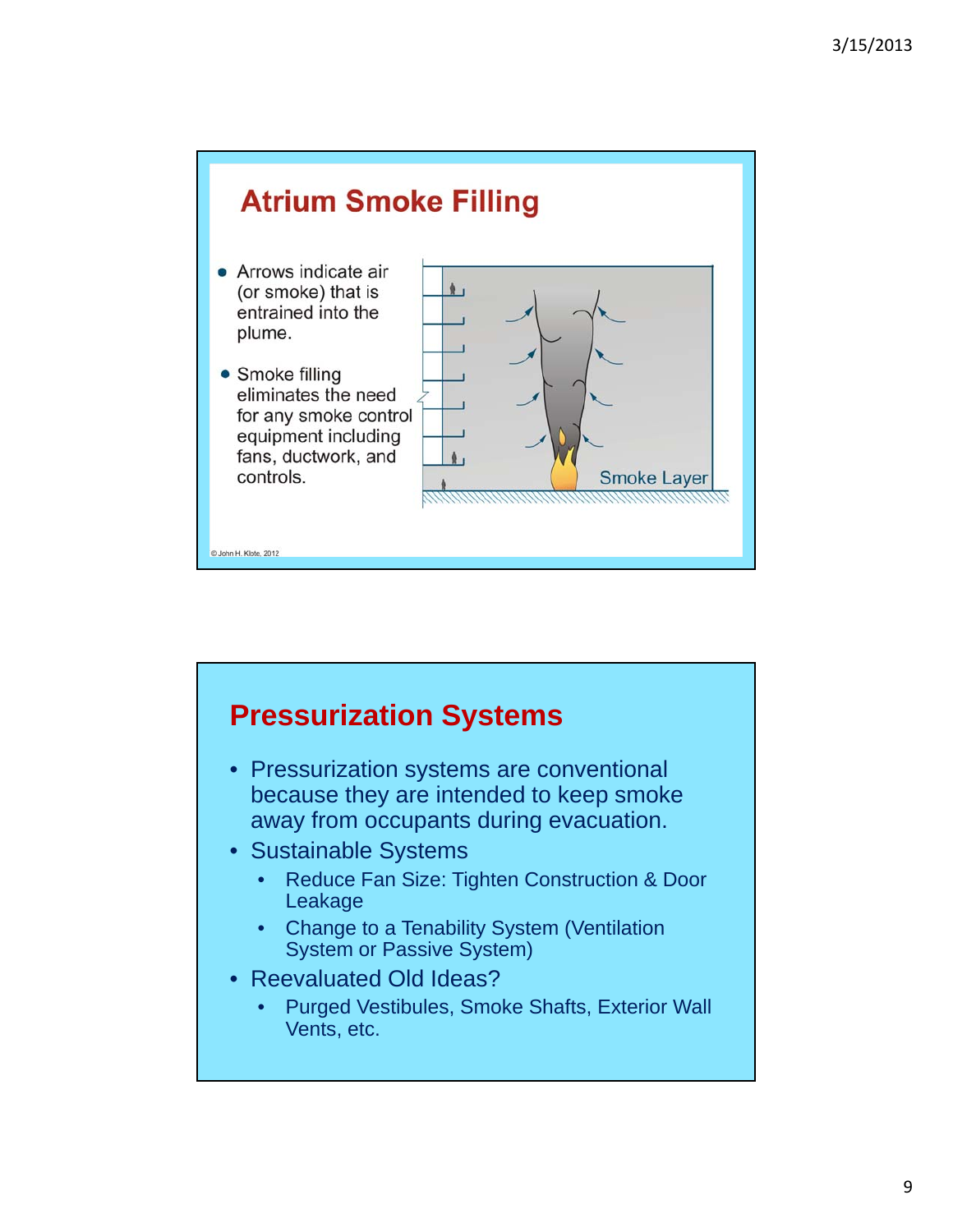## Atrium Smoke Filling

- Arrows indicate air (or smoke) that is entrained into the plume.
- Smoke filling eliminates the need for any smoke control equipment including fans, ductwork, and controls.

Smoke Layer

© John H. Klote, 2012

## Pressurization Systems

- Pressurization systems are conventional because they are intended to keep smoke away from occupants during evacuation.
- Sustainable Systems
  - Reduce Fan Size: Tighten Construction & Door Leakage
  - Change to a Tenability System (Ventilation System or Passive System)
- Reevaluated Old Ideas?
  - Purged Vestibules, Smoke Shafts, Exterior Wall Vents, etc.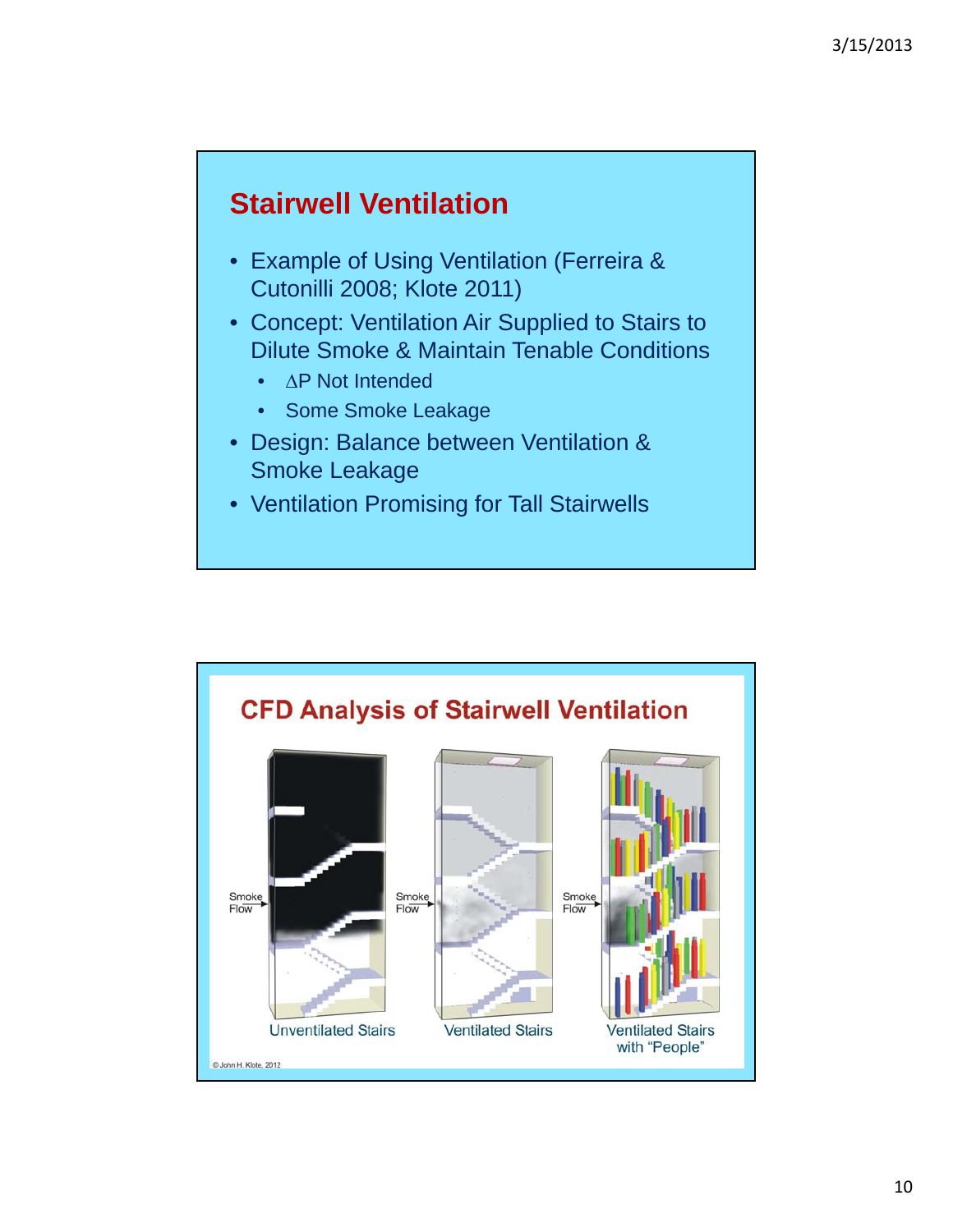## Stairwell Ventilation

- Example of Using Ventilation (Ferreira & Cutonilli 2008; Klote 2011)
- Concept: Ventilation Air Supplied to Stairs to Dilute Smoke & Maintain Tenable Conditions
  - ∆P Not Intended
  - Some Smoke Leakage
- Design: Balance between Ventilation & Smoke Leakage
- Ventilation Promising for Tall Stairwells

## CFD Analysis of Stairwell Ventilation

Smoke Flow → Unventilated Stairs

Smoke Flow → Ventilated Stairs

Smoke Flow → Ventilated Stairs with "People"

© John H. Klote, 2012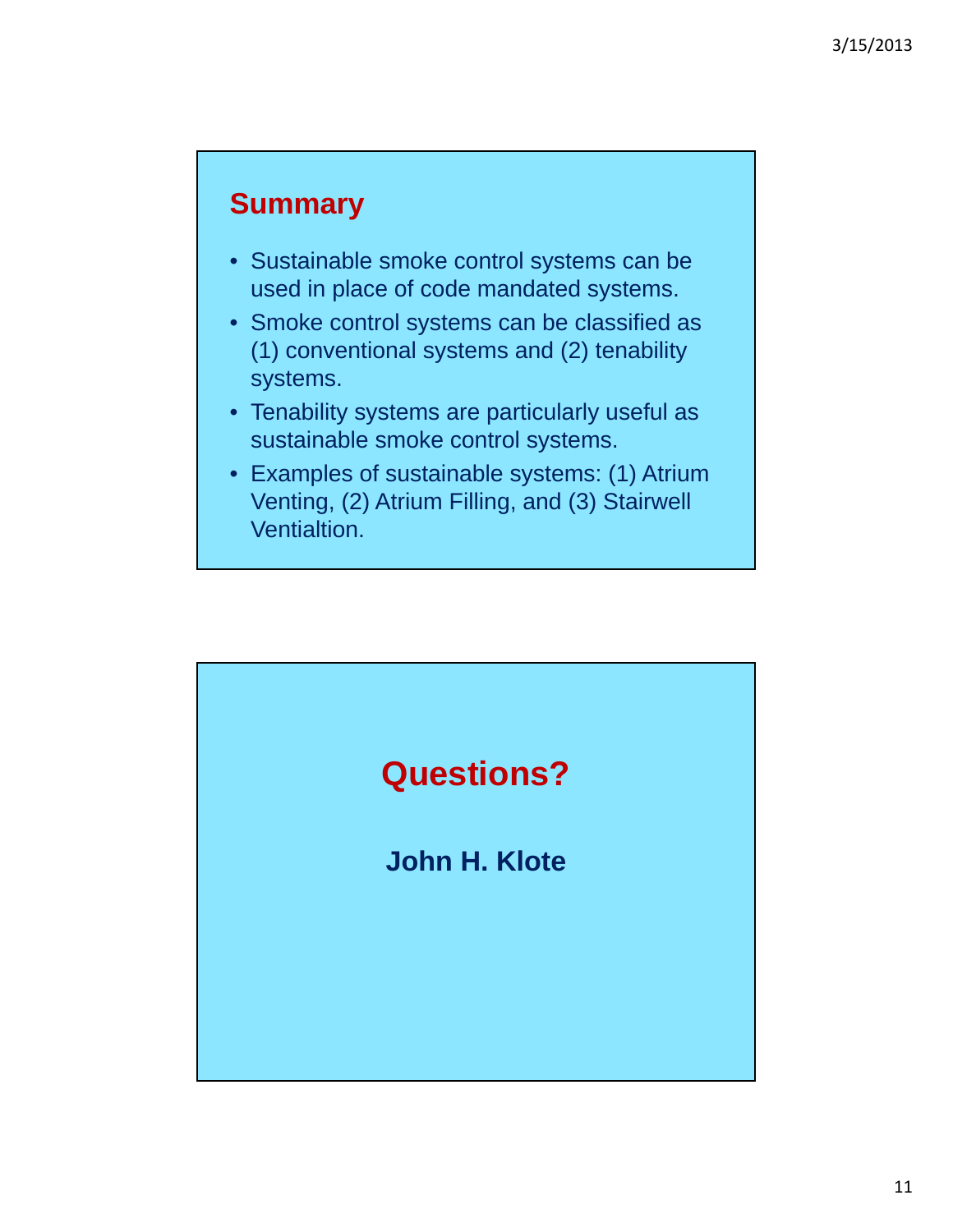## Summary

- Sustainable smoke control systems can be used in place of code mandated systems.
- Smoke control systems can be classified as (1) conventional systems and (2) tenability systems.
- Tenability systems are particularly useful as sustainable smoke control systems.
- Examples of sustainable systems: (1) Atrium Venting, (2) Atrium Filling, and (3) Stairwell Ventialtion.

## Questions?

**John H. Klote**